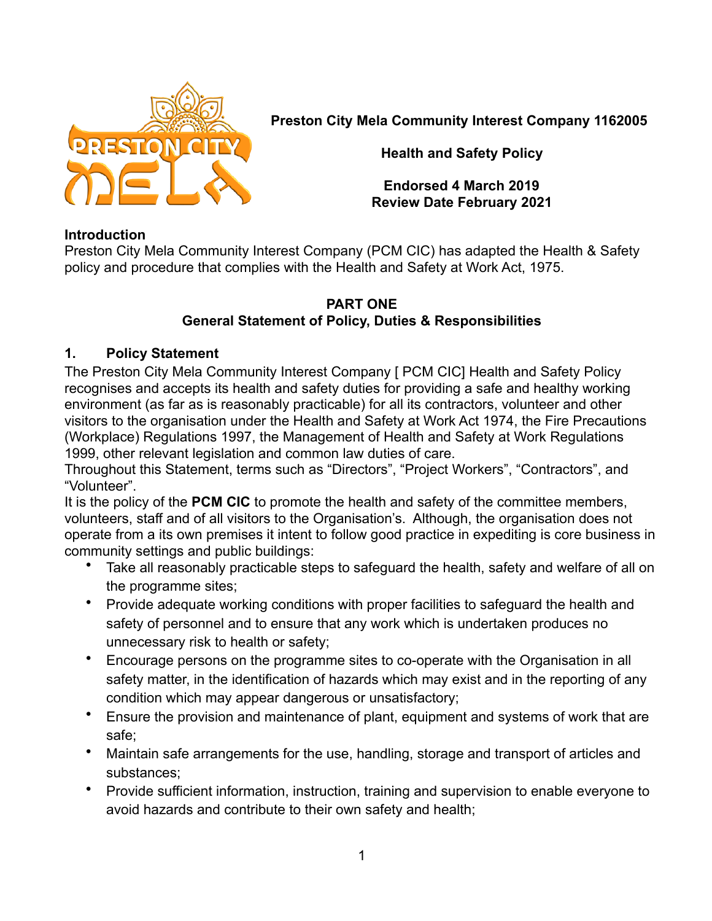**Preston City Mela Community Interest Company 1162005**

**Health and Safety Policy**

**Endorsed 4 March 2019**
**Review Date February 2021**

**Introduction**

Preston City Mela Community Interest Company (PCM CIC) has adapted the Health & Safety policy and procedure that complies with the Health and Safety at Work Act, 1975.

## PART ONE
## General Statement of Policy, Duties & Responsibilities

### 1. Policy Statement

The Preston City Mela Community Interest Company [ PCM CIC] Health and Safety Policy recognises and accepts its health and safety duties for providing a safe and healthy working environment (as far as is reasonably practicable) for all its contractors, volunteer and other visitors to the organisation under the Health and Safety at Work Act 1974, the Fire Precautions (Workplace) Regulations 1997, the Management of Health and Safety at Work Regulations 1999, other relevant legislation and common law duties of care.

Throughout this Statement, terms such as "Directors", "Project Workers", "Contractors", and "Volunteer".

It is the policy of the **PCM CIC** to promote the health and safety of the committee members, volunteers, staff and of all visitors to the Organisation's. Although, the organisation does not operate from a its own premises it intent to follow good practice in expediting is core business in community settings and public buildings:

- Take all reasonably practicable steps to safeguard the health, safety and welfare of all on the programme sites;
- Provide adequate working conditions with proper facilities to safeguard the health and safety of personnel and to ensure that any work which is undertaken produces no unnecessary risk to health or safety;
- Encourage persons on the programme sites to co-operate with the Organisation in all safety matter, in the identification of hazards which may exist and in the reporting of any condition which may appear dangerous or unsatisfactory;
- Ensure the provision and maintenance of plant, equipment and systems of work that are safe;
- Maintain safe arrangements for the use, handling, storage and transport of articles and substances;
- Provide sufficient information, instruction, training and supervision to enable everyone to avoid hazards and contribute to their own safety and health;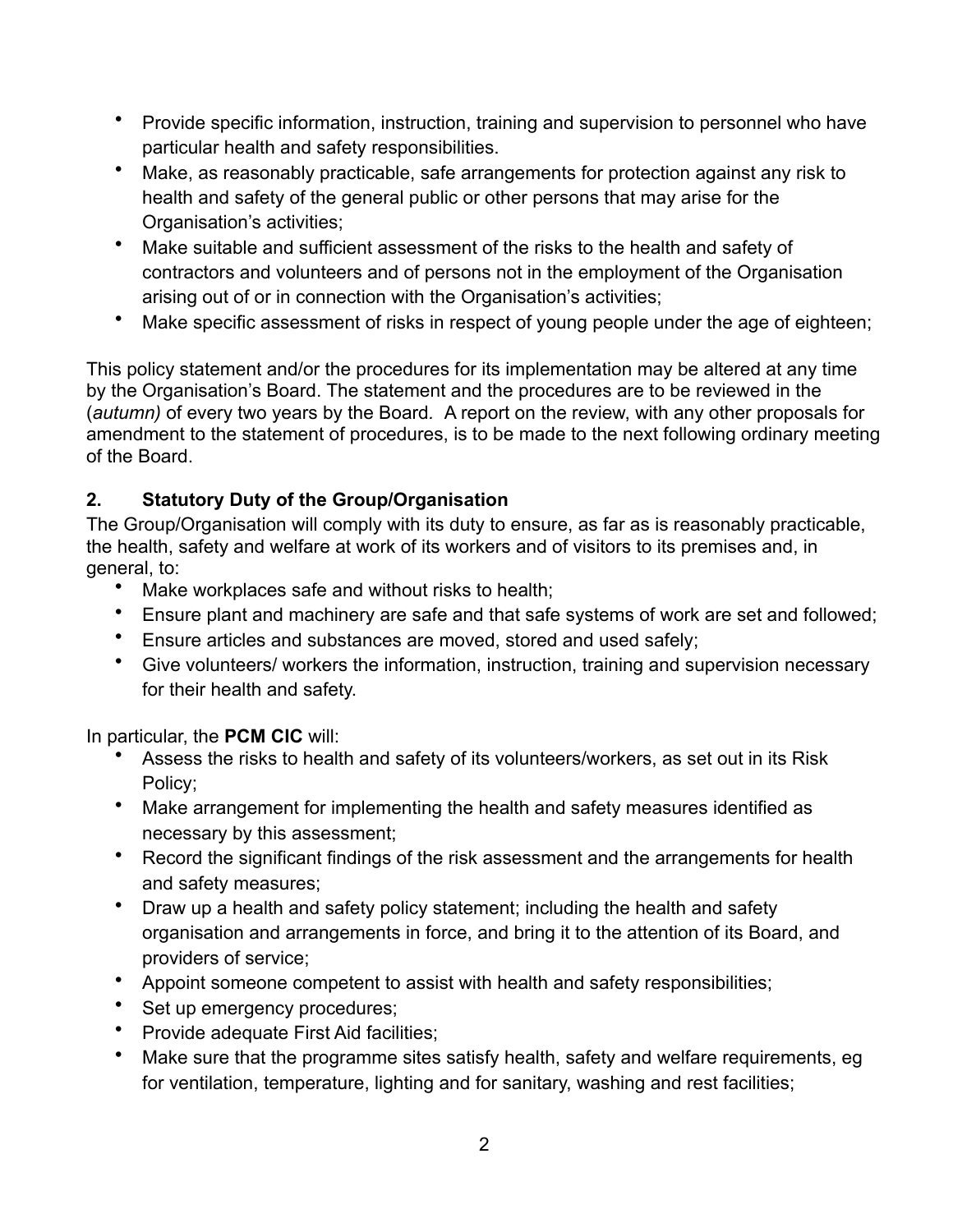- Provide specific information, instruction, training and supervision to personnel who have particular health and safety responsibilities.
- Make, as reasonably practicable, safe arrangements for protection against any risk to health and safety of the general public or other persons that may arise for the Organisation's activities;
- Make suitable and sufficient assessment of the risks to the health and safety of contractors and volunteers and of persons not in the employment of the Organisation arising out of or in connection with the Organisation's activities;
- Make specific assessment of risks in respect of young people under the age of eighteen;

This policy statement and/or the procedures for its implementation may be altered at any time by the Organisation's Board. The statement and the procedures are to be reviewed in the (*autumn)* of every two years by the Board. A report on the review, with any other proposals for amendment to the statement of procedures, is to be made to the next following ordinary meeting of the Board.

## 2. Statutory Duty of the Group/Organisation

The Group/Organisation will comply with its duty to ensure, as far as is reasonably practicable, the health, safety and welfare at work of its workers and of visitors to its premises and, in general, to:

- Make workplaces safe and without risks to health;
- Ensure plant and machinery are safe and that safe systems of work are set and followed;
- Ensure articles and substances are moved, stored and used safely;
- Give volunteers/ workers the information, instruction, training and supervision necessary for their health and safety.

In particular, the **PCM CIC** will:

- Assess the risks to health and safety of its volunteers/workers, as set out in its Risk Policy;
- Make arrangement for implementing the health and safety measures identified as necessary by this assessment;
- Record the significant findings of the risk assessment and the arrangements for health and safety measures;
- Draw up a health and safety policy statement; including the health and safety organisation and arrangements in force, and bring it to the attention of its Board, and providers of service;
- Appoint someone competent to assist with health and safety responsibilities;
- Set up emergency procedures;
- Provide adequate First Aid facilities;
- Make sure that the programme sites satisfy health, safety and welfare requirements, eg for ventilation, temperature, lighting and for sanitary, washing and rest facilities;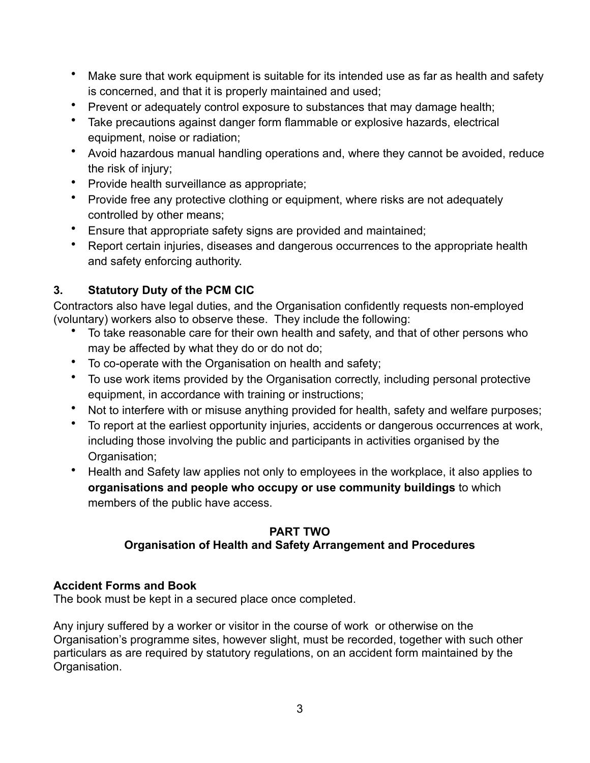- Make sure that work equipment is suitable for its intended use as far as health and safety is concerned, and that it is properly maintained and used;
- Prevent or adequately control exposure to substances that may damage health;
- Take precautions against danger form flammable or explosive hazards, electrical equipment, noise or radiation;
- Avoid hazardous manual handling operations and, where they cannot be avoided, reduce the risk of injury;
- Provide health surveillance as appropriate;
- Provide free any protective clothing or equipment, where risks are not adequately controlled by other means;
- Ensure that appropriate safety signs are provided and maintained;
- Report certain injuries, diseases and dangerous occurrences to the appropriate health and safety enforcing authority.

### 3. Statutory Duty of the PCM CIC

Contractors also have legal duties, and the Organisation confidently requests non-employed (voluntary) workers also to observe these. They include the following:

- To take reasonable care for their own health and safety, and that of other persons who may be affected by what they do or do not do;
- To co-operate with the Organisation on health and safety;
- To use work items provided by the Organisation correctly, including personal protective equipment, in accordance with training or instructions;
- Not to interfere with or misuse anything provided for health, safety and welfare purposes;
- To report at the earliest opportunity injuries, accidents or dangerous occurrences at work, including those involving the public and participants in activities organised by the Organisation;
- Health and Safety law applies not only to employees in the workplace, it also applies to **organisations and people who occupy or use community buildings** to which members of the public have access.

## PART TWO
## Organisation of Health and Safety Arrangement and Procedures

### Accident Forms and Book

The book must be kept in a secured place once completed.

Any injury suffered by a worker or visitor in the course of work or otherwise on the Organisation's programme sites, however slight, must be recorded, together with such other particulars as are required by statutory regulations, on an accident form maintained by the Organisation.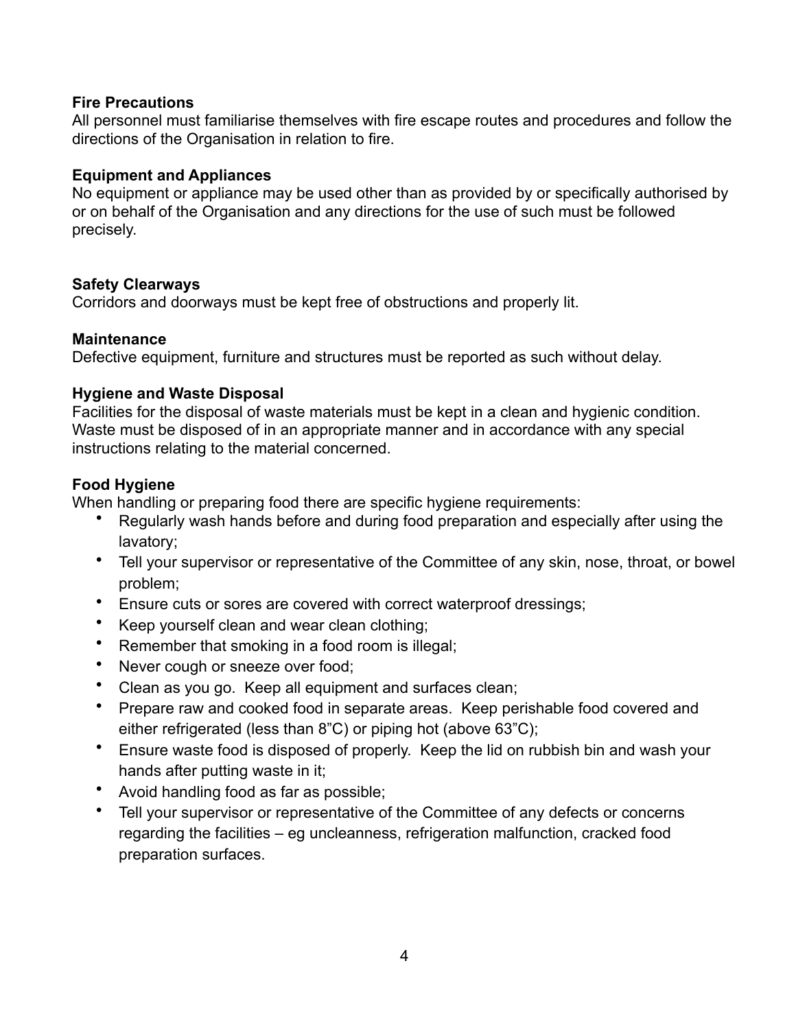**Fire Precautions**
All personnel must familiarise themselves with fire escape routes and procedures and follow the directions of the Organisation in relation to fire.

**Equipment and Appliances**
No equipment or appliance may be used other than as provided by or specifically authorised by or on behalf of the Organisation and any directions for the use of such must be followed precisely.

**Safety Clearways**
Corridors and doorways must be kept free of obstructions and properly lit.

**Maintenance**
Defective equipment, furniture and structures must be reported as such without delay.

**Hygiene and Waste Disposal**
Facilities for the disposal of waste materials must be kept in a clean and hygienic condition. Waste must be disposed of in an appropriate manner and in accordance with any special instructions relating to the material concerned.

**Food Hygiene**
When handling or preparing food there are specific hygiene requirements:

- Regularly wash hands before and during food preparation and especially after using the lavatory;
- Tell your supervisor or representative of the Committee of any skin, nose, throat, or bowel problem;
- Ensure cuts or sores are covered with correct waterproof dressings;
- Keep yourself clean and wear clean clothing;
- Remember that smoking in a food room is illegal;
- Never cough or sneeze over food;
- Clean as you go. Keep all equipment and surfaces clean;
- Prepare raw and cooked food in separate areas. Keep perishable food covered and either refrigerated (less than 8"C) or piping hot (above 63"C);
- Ensure waste food is disposed of properly. Keep the lid on rubbish bin and wash your hands after putting waste in it;
- Avoid handling food as far as possible;
- Tell your supervisor or representative of the Committee of any defects or concerns regarding the facilities – eg uncleanness, refrigeration malfunction, cracked food preparation surfaces.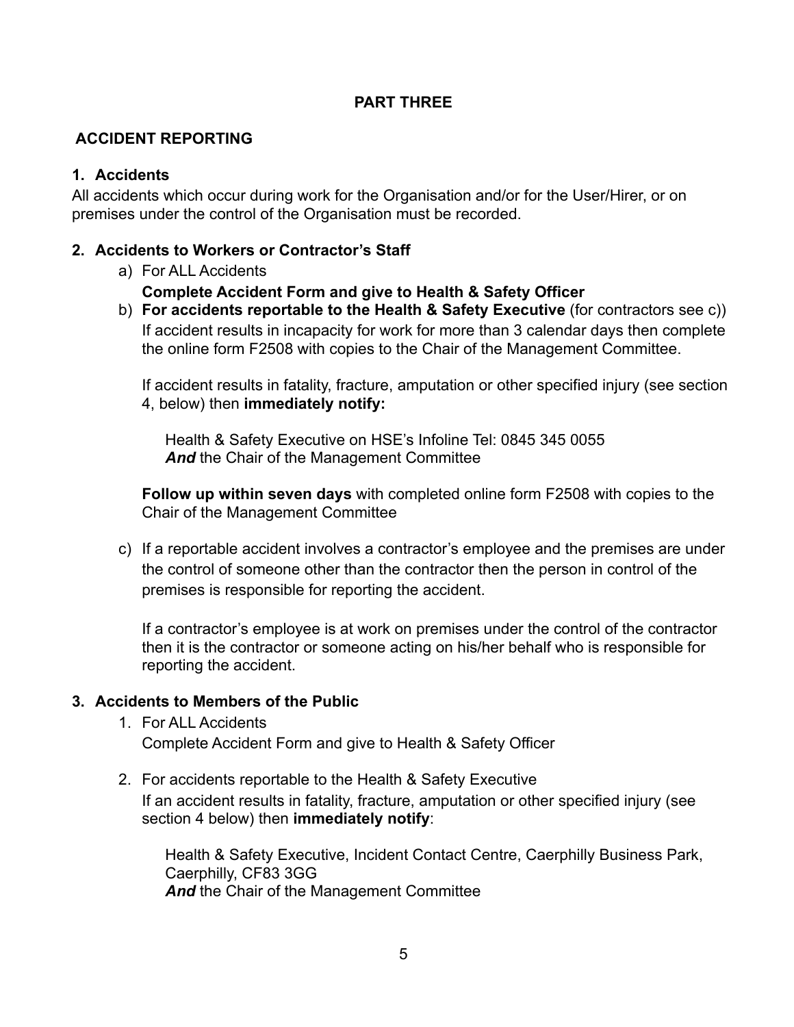**PART THREE**

## ACCIDENT REPORTING

### 1. Accidents

All accidents which occur during work for the Organisation and/or for the User/Hirer, or on premises under the control of the Organisation must be recorded.

### 2. Accidents to Workers or Contractor's Staff

a) For ALL Accidents

**Complete Accident Form and give to Health & Safety Officer**

b) **For accidents reportable to the Health & Safety Executive** (for contractors see c))

If accident results in incapacity for work for more than 3 calendar days then complete the online form F2508 with copies to the Chair of the Management Committee.

If accident results in fatality, fracture, amputation or other specified injury (see section 4, below) then **immediately notify:**

Health & Safety Executive on HSE's Infoline Tel: 0845 345 0055
***And*** the Chair of the Management Committee

**Follow up within seven days** with completed online form F2508 with copies to the Chair of the Management Committee

c) If a reportable accident involves a contractor's employee and the premises are under the control of someone other than the contractor then the person in control of the premises is responsible for reporting the accident.

If a contractor's employee is at work on premises under the control of the contractor then it is the contractor or someone acting on his/her behalf who is responsible for reporting the accident.

### 3. Accidents to Members of the Public

1. For ALL Accidents

   Complete Accident Form and give to Health & Safety Officer

2. For accidents reportable to the Health & Safety Executive

   If an accident results in fatality, fracture, amputation or other specified injury (see section 4 below) then **immediately notify**:

   Health & Safety Executive, Incident Contact Centre, Caerphilly Business Park, Caerphilly, CF83 3GG
   ***And*** the Chair of the Management Committee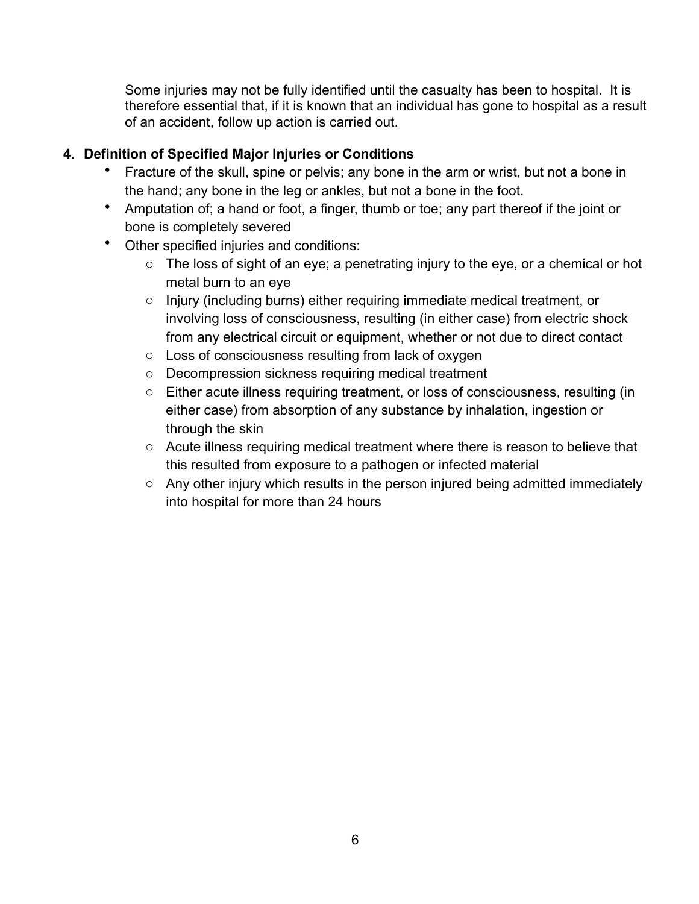Some injuries may not be fully identified until the casualty has been to hospital. It is therefore essential that, if it is known that an individual has gone to hospital as a result of an accident, follow up action is carried out.

**4. Definition of Specified Major Injuries or Conditions**

- Fracture of the skull, spine or pelvis; any bone in the arm or wrist, but not a bone in the hand; any bone in the leg or ankles, but not a bone in the foot.
- Amputation of; a hand or foot, a finger, thumb or toe; any part thereof if the joint or bone is completely severed
- Other specified injuries and conditions:
  - The loss of sight of an eye; a penetrating injury to the eye, or a chemical or hot metal burn to an eye
  - Injury (including burns) either requiring immediate medical treatment, or involving loss of consciousness, resulting (in either case) from electric shock from any electrical circuit or equipment, whether or not due to direct contact
  - Loss of consciousness resulting from lack of oxygen
  - Decompression sickness requiring medical treatment
  - Either acute illness requiring treatment, or loss of consciousness, resulting (in either case) from absorption of any substance by inhalation, ingestion or through the skin
  - Acute illness requiring medical treatment where there is reason to believe that this resulted from exposure to a pathogen or infected material
  - Any other injury which results in the person injured being admitted immediately into hospital for more than 24 hours